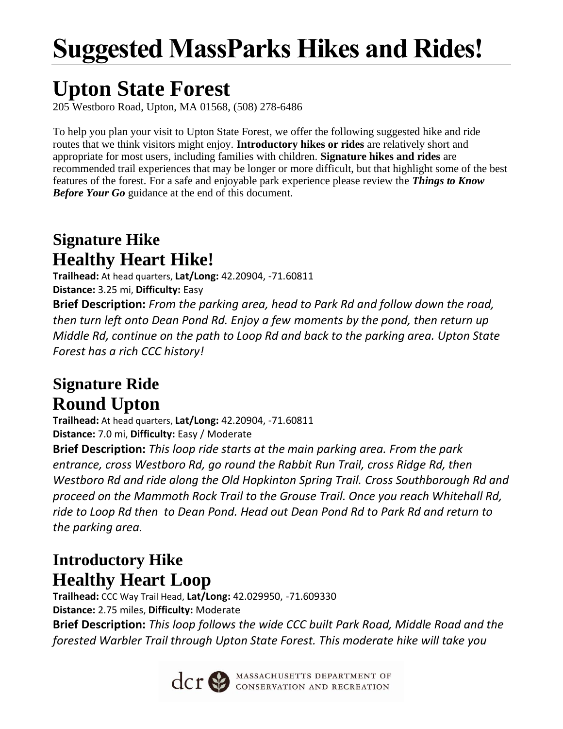# Suggested MassParks Hikes and Rides!

## Upton State Forest

205 Westboro Road, Upton, MA 01568, (508) 278-6486

To help you plan your visit to Upton State Forest, we offer the following suggested hike and ride routes that we think visitors might enjoy. **Introductory hikes or rides** are relatively short and appropriate for most users, including families with children. **Signature hikes and rides** are recommended trail experiences that may be longer or more difficult, but that highlight some of the best features of the forest. For a safe and enjoyable park experience please review the ***Things to Know Before Your Go*** guidance at the end of this document.

### Signature Hike
## Healthy Heart Hike!

**Trailhead:** At head quarters, **Lat/Long:** 42.20904, -71.60811
**Distance:** 3.25 mi, **Difficulty:** Easy

**Brief Description:** *From the parking area, head to Park Rd and follow down the road, then turn left onto Dean Pond Rd. Enjoy a few moments by the pond, then return up Middle Rd, continue on the path to Loop Rd and back to the parking area. Upton State Forest has a rich CCC history!*

### Signature Ride
## Round Upton

**Trailhead:** At head quarters, **Lat/Long:** 42.20904, -71.60811
**Distance:** 7.0 mi, **Difficulty:** Easy / Moderate

**Brief Description:** *This loop ride starts at the main parking area. From the park entrance, cross Westboro Rd, go round the Rabbit Run Trail, cross Ridge Rd, then Westboro Rd and ride along the Old Hopkinton Spring Trail. Cross Southborough Rd and proceed on the Mammoth Rock Trail to the Grouse Trail. Once you reach Whitehall Rd, ride to Loop Rd then to Dean Pond. Head out Dean Pond Rd to Park Rd and return to the parking area.*

### Introductory Hike
## Healthy Heart Loop

**Trailhead:** CCC Way Trail Head, **Lat/Long:** 42.029950, -71.609330
**Distance:** 2.75 miles, **Difficulty:** Moderate

**Brief Description:** *This loop follows the wide CCC built Park Road, Middle Road and the forested Warbler Trail through Upton State Forest. This moderate hike will take you*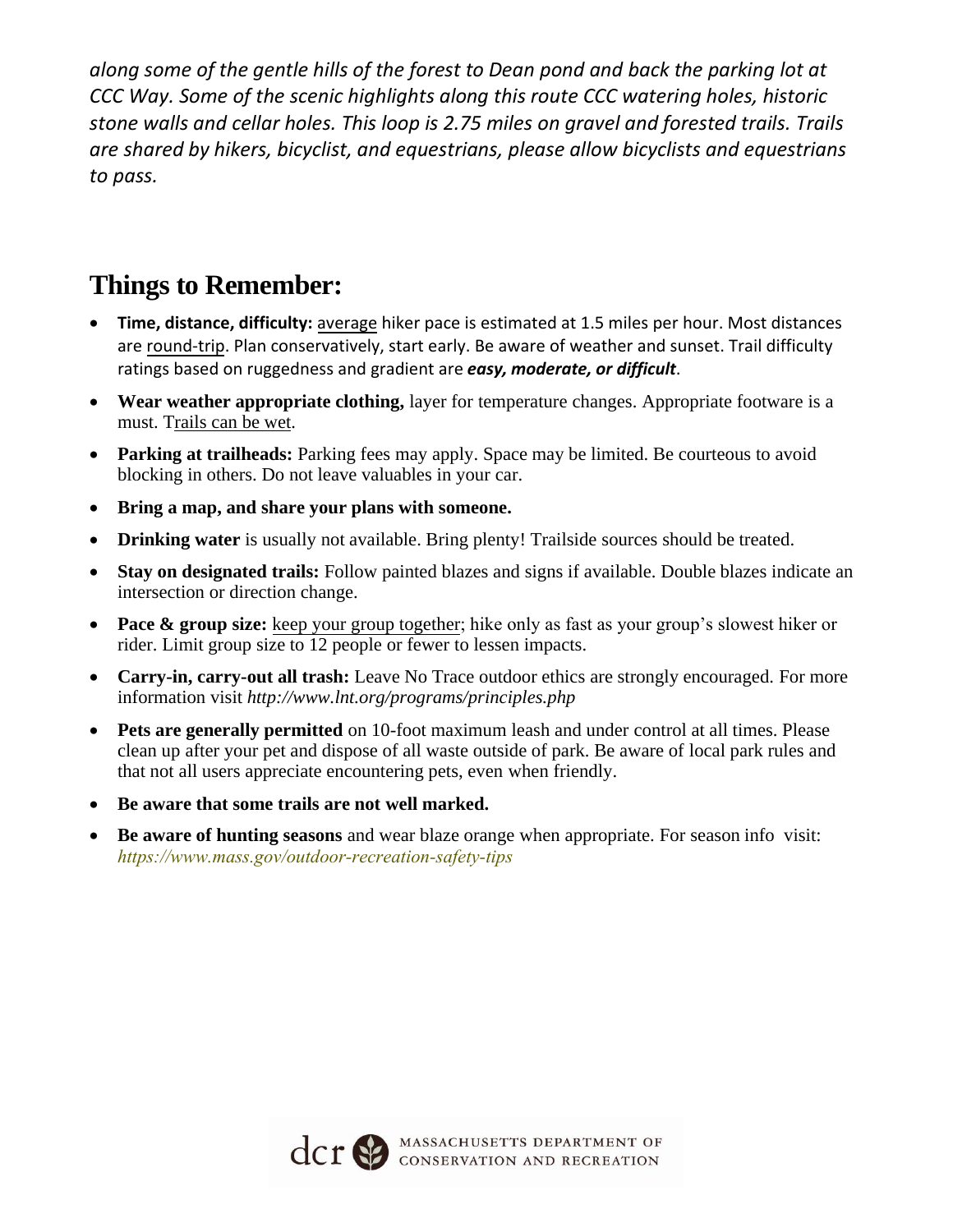*along some of the gentle hills of the forest to Dean pond and back the parking lot at CCC Way. Some of the scenic highlights along this route CCC watering holes, historic stone walls and cellar holes. This loop is 2.75 miles on gravel and forested trails. Trails are shared by hikers, bicyclist, and equestrians, please allow bicyclists and equestrians to pass.*

# Things to Remember:

- **Time, distance, difficulty:** average hiker pace is estimated at 1.5 miles per hour. Most distances are round-trip. Plan conservatively, start early. Be aware of weather and sunset. Trail difficulty ratings based on ruggedness and gradient are ***easy, moderate, or difficult***.
- **Wear weather appropriate clothing,** layer for temperature changes. Appropriate footware is a must. Trails can be wet.
- **Parking at trailheads:** Parking fees may apply. Space may be limited. Be courteous to avoid blocking in others. Do not leave valuables in your car.
- **Bring a map, and share your plans with someone.**
- **Drinking water** is usually not available. Bring plenty! Trailside sources should be treated.
- **Stay on designated trails:** Follow painted blazes and signs if available. Double blazes indicate an intersection or direction change.
- **Pace & group size:** keep your group together; hike only as fast as your group's slowest hiker or rider. Limit group size to 12 people or fewer to lessen impacts.
- **Carry-in, carry-out all trash:** Leave No Trace outdoor ethics are strongly encouraged. For more information visit *http://www.lnt.org/programs/principles.php*
- **Pets are generally permitted** on 10-foot maximum leash and under control at all times. Please clean up after your pet and dispose of all waste outside of park. Be aware of local park rules and that not all users appreciate encountering pets, even when friendly.
- **Be aware that some trails are not well marked.**
- **Be aware of hunting seasons** and wear blaze orange when appropriate. For season info visit: *https://www.mass.gov/outdoor-recreation-safety-tips*

dcr MASSACHUSETTS DEPARTMENT OF CONSERVATION AND RECREATION